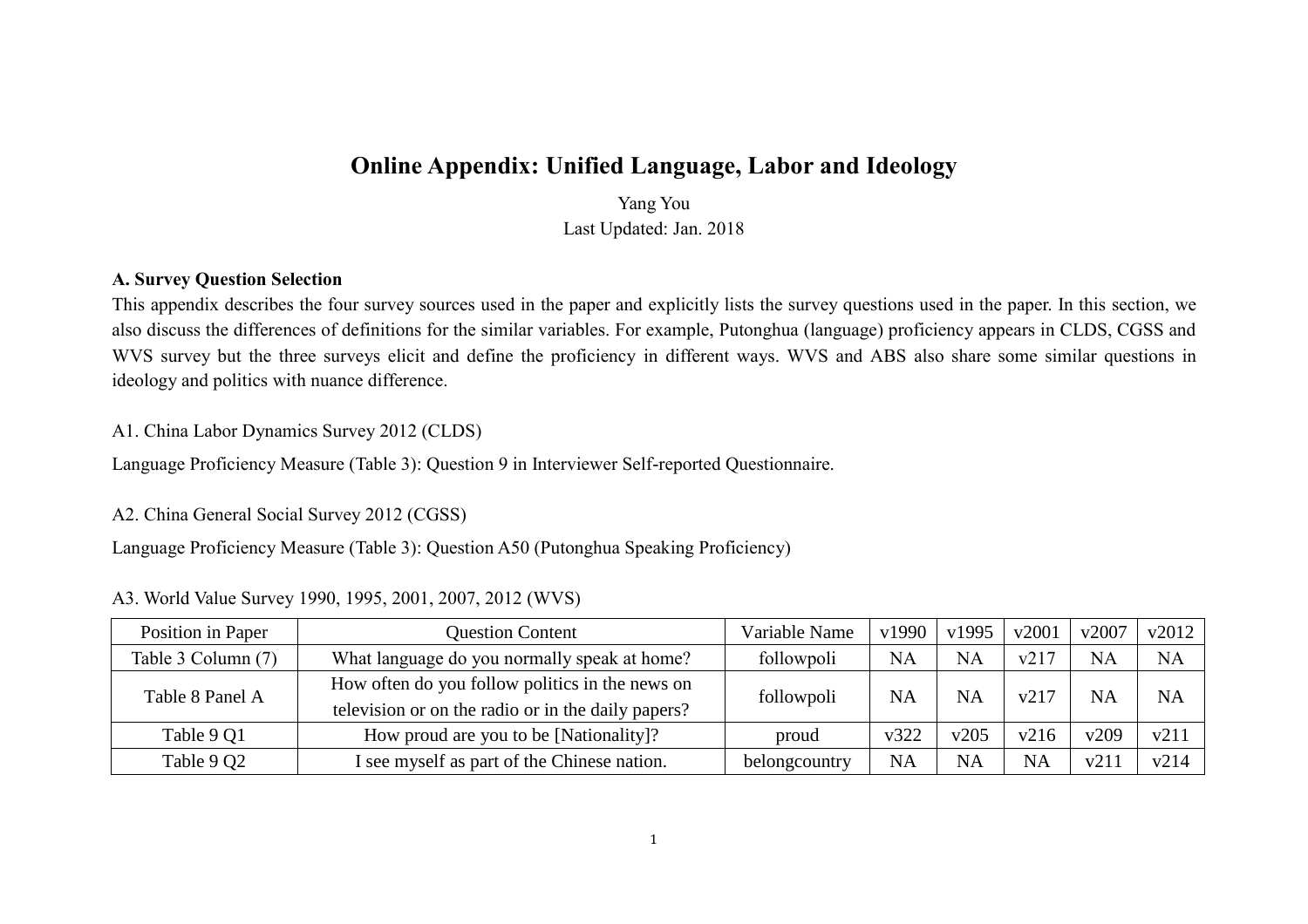# Online Appendix: Unified Language, Labor and Ideology

Yang You

Last Updated: Jan. 2018

**A. Survey Question Selection**

This appendix describes the four survey sources used in the paper and explicitly lists the survey questions used in the paper. In this section, we also discuss the differences of definitions for the similar variables. For example, Putonghua (language) proficiency appears in CLDS, CGSS and WVS survey but the three surveys elicit and define the proficiency in different ways. WVS and ABS also share some similar questions in ideology and politics with nuance difference.

A1. China Labor Dynamics Survey 2012 (CLDS)

Language Proficiency Measure (Table 3): Question 9 in Interviewer Self-reported Questionnaire.

A2. China General Social Survey 2012 (CGSS)

Language Proficiency Measure (Table 3): Question A50 (Putonghua Speaking Proficiency)

A3. World Value Survey 1990, 1995, 2001, 2007, 2012 (WVS)

| Position in Paper | Question Content | Variable Name | v1990 | v1995 | v2001 | v2007 | v2012 |
|---|---|---|---|---|---|---|---|
| Table 3 Column (7) | What language do you normally speak at home? | followpoli | NA | NA | v217 | NA | NA |
| Table 8 Panel A | How often do you follow politics in the news on television or on the radio or in the daily papers? | followpoli | NA | NA | v217 | NA | NA |
| Table 9 Q1 | How proud are you to be [Nationality]? | proud | v322 | v205 | v216 | v209 | v211 |
| Table 9 Q2 | I see myself as part of the Chinese nation. | belongcountry | NA | NA | NA | v211 | v214 |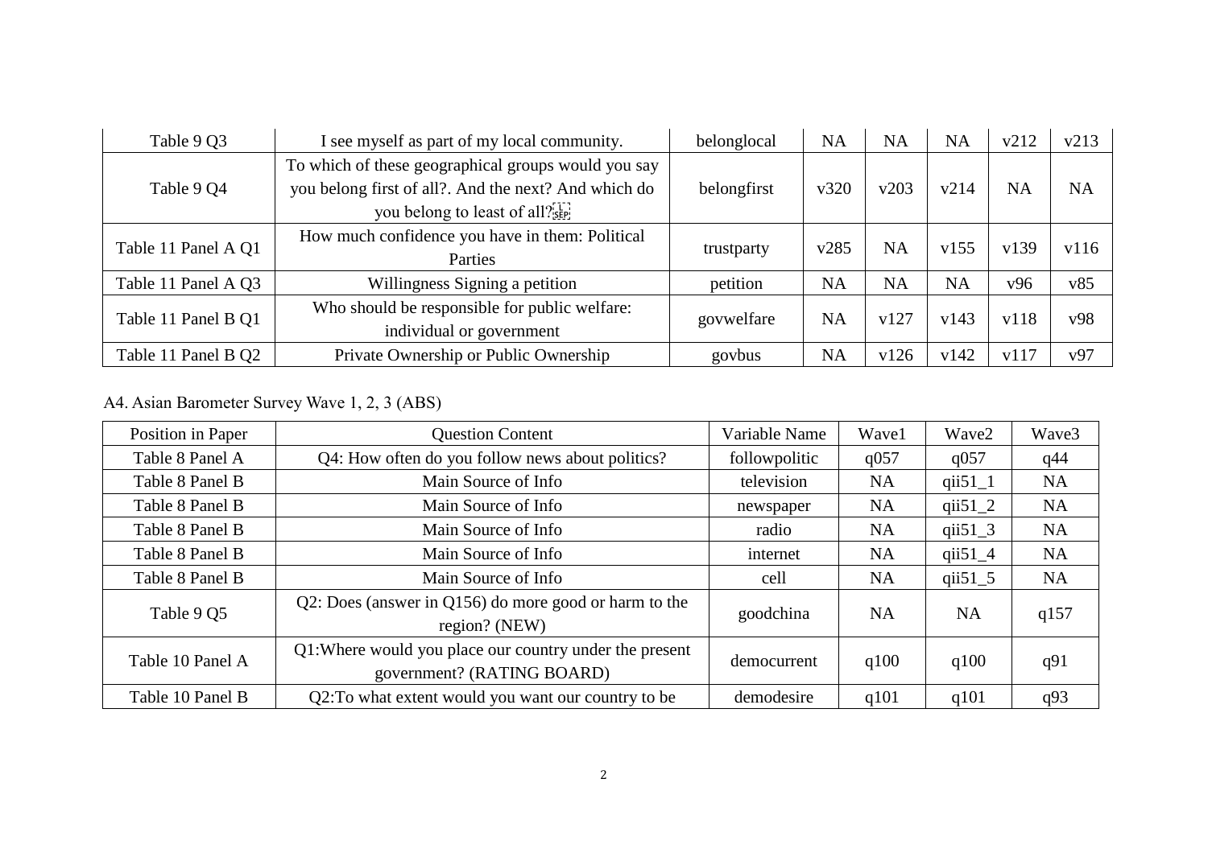| | | | | | | | |
|---|---|---|---|---|---|---|---|
| Table 9 Q3 | I see myself as part of my local community. | belonglocal | NA | NA | NA | v212 | v213 |
| Table 9 Q4 | To which of these geographical groups would you say you belong first of all?. And the next? And which do you belong to least of all? | belongfirst | v320 | v203 | v214 | NA | NA |
| Table 11 Panel A Q1 | How much confidence you have in them: Political Parties | trustparty | v285 | NA | v155 | v139 | v116 |
| Table 11 Panel A Q3 | Willingness Signing a petition | petition | NA | NA | NA | v96 | v85 |
| Table 11 Panel B Q1 | Who should be responsible for public welfare: individual or government | govwelfare | NA | v127 | v143 | v118 | v98 |
| Table 11 Panel B Q2 | Private Ownership or Public Ownership | govbus | NA | v126 | v142 | v117 | v97 |

A4. Asian Barometer Survey Wave 1, 2, 3 (ABS)

| Position in Paper | Question Content | Variable Name | Wave1 | Wave2 | Wave3 |
|---|---|---|---|---|---|
| Table 8 Panel A | Q4: How often do you follow news about politics? | followpolitic | q057 | q057 | q44 |
| Table 8 Panel B | Main Source of Info | television | NA | qii51_1 | NA |
| Table 8 Panel B | Main Source of Info | newspaper | NA | qii51_2 | NA |
| Table 8 Panel B | Main Source of Info | radio | NA | qii51_3 | NA |
| Table 8 Panel B | Main Source of Info | internet | NA | qii51_4 | NA |
| Table 8 Panel B | Main Source of Info | cell | NA | qii51_5 | NA |
| Table 9 Q5 | Q2: Does (answer in Q156) do more good or harm to the region? (NEW) | goodchina | NA | NA | q157 |
| Table 10 Panel A | Q1:Where would you place our country under the present government? (RATING BOARD) | democurrent | q100 | q100 | q91 |
| Table 10 Panel B | Q2:To what extent would you want our country to be | demodesire | q101 | q101 | q93 |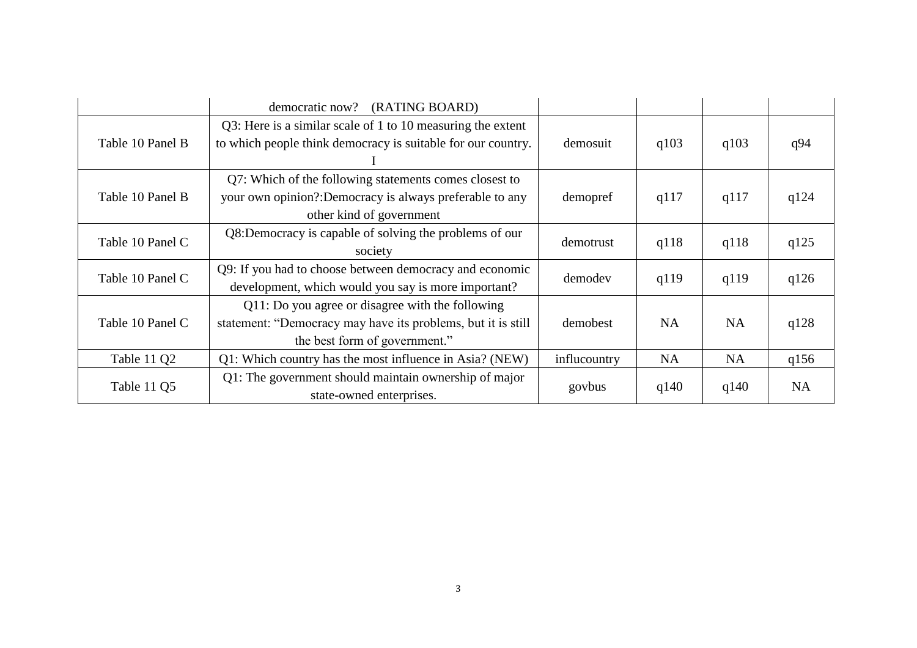| | | | | | |
|---|---|---|---|---|---|
| | democratic now? (RATING BOARD) | | | | |
| Table 10 Panel B | Q3: Here is a similar scale of 1 to 10 measuring the extent to which people think democracy is suitable for our country. I | demosuit | q103 | q103 | q94 |
| Table 10 Panel B | Q7: Which of the following statements comes closest to your own opinion?:Democracy is always preferable to any other kind of government | demopref | q117 | q117 | q124 |
| Table 10 Panel C | Q8:Democracy is capable of solving the problems of our society | demotrust | q118 | q118 | q125 |
| Table 10 Panel C | Q9: If you had to choose between democracy and economic development, which would you say is more important? | demodev | q119 | q119 | q126 |
| Table 10 Panel C | Q11: Do you agree or disagree with the following statement: "Democracy may have its problems, but it is still the best form of government." | demobest | NA | NA | q128 |
| Table 11 Q2 | Q1: Which country has the most influence in Asia? (NEW) | influcountry | NA | NA | q156 |
| Table 11 Q5 | Q1: The government should maintain ownership of major state-owned enterprises. | govbus | q140 | q140 | NA |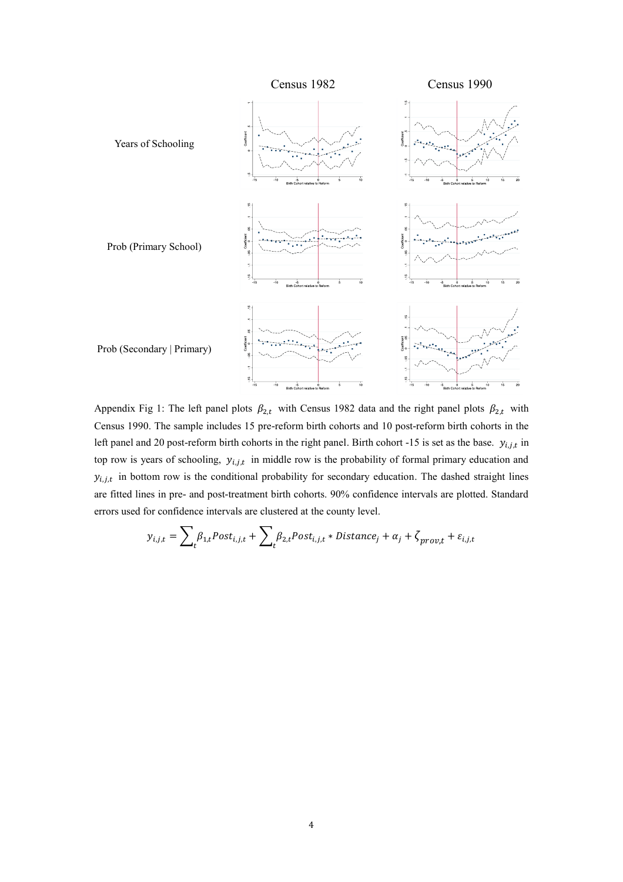Census 1982 | Census 1990

Years of Schooling

Prob (Primary School)

Prob (Secondary | Primary)

Appendix Fig 1: The left panel plots $\beta_{2,t}$ with Census 1982 data and the right panel plots $\beta_{2,t}$ with Census 1990. The sample includes 15 pre-reform birth cohorts and 10 post-reform birth cohorts in the left panel and 20 post-reform birth cohorts in the right panel. Birth cohort -15 is set as the base. $y_{i,j,t}$ in top row is years of schooling, $y_{i,j,t}$ in middle row is the probability of formal primary education and $y_{i,j,t}$ in bottom row is the conditional probability for secondary education. The dashed straight lines are fitted lines in pre- and post-treatment birth cohorts. 90% confidence intervals are plotted. Standard errors used for confidence intervals are clustered at the county level.

$$y_{i,j,t} = \sum_t \beta_{1,t} Post_{i,j,t} + \sum_t \beta_{2,t} Post_{i,j,t} * Distance_j + \alpha_j + \zeta_{prov,t} + \varepsilon_{i,j,t}$$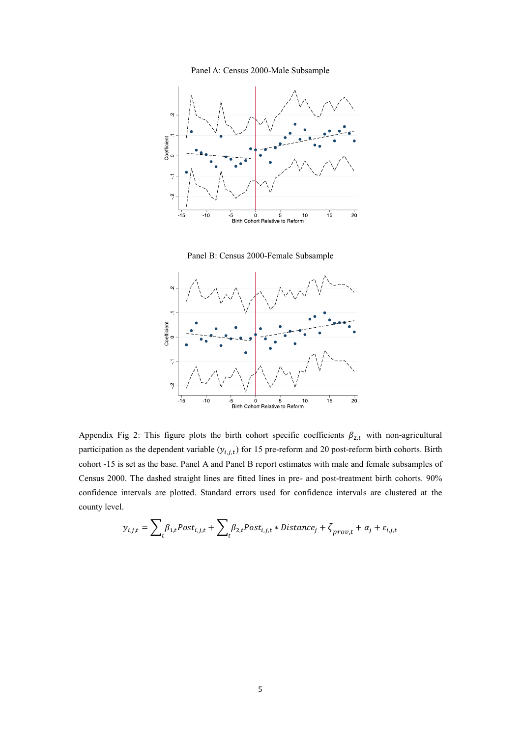Panel A: Census 2000-Male Subsample

Panel B: Census 2000-Female Subsample

Appendix Fig 2: This figure plots the birth cohort specific coefficients $\beta_{2,t}$ with non-agricultural participation as the dependent variable ($y_{i,j,t}$) for 15 pre-reform and 20 post-reform birth cohorts. Birth cohort -15 is set as the base. Panel A and Panel B report estimates with male and female subsamples of Census 2000. The dashed straight lines are fitted lines in pre- and post-treatment birth cohorts. 90% confidence intervals are plotted. Standard errors used for confidence intervals are clustered at the county level.

$$y_{i,j,t} = \sum_t \beta_{1,t} Post_{i,j,t} + \sum_t \beta_{2,t} Post_{i,j,t} * Distance_j + \zeta_{prov,t} + \alpha_j + \varepsilon_{i,j,t}$$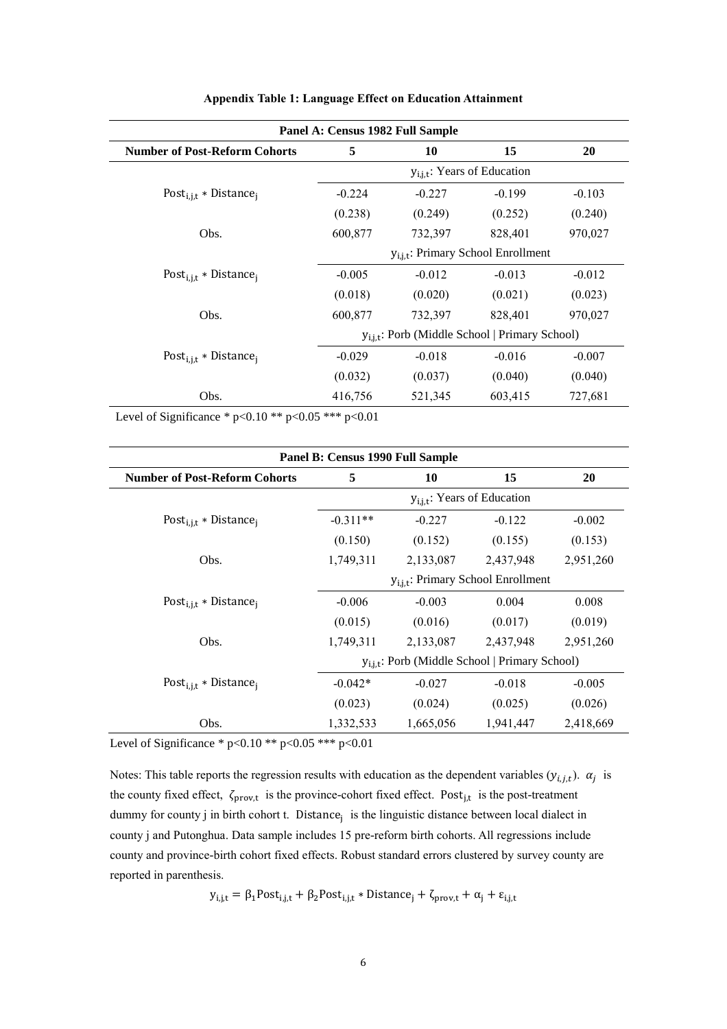**Appendix Table 1: Language Effect on Education Attainment**

| Panel A: Census 1982 Full Sample | | | | |
|---|---|---|---|---|
| **Number of Post-Reform Cohorts** | **5** | **10** | **15** | **20** |
| | $y_{i,j,t}$: Years of Education | | | |
| $Post_{i,j,t} * Distance_j$ | -0.224 | -0.227 | -0.199 | -0.103 |
| | (0.238) | (0.249) | (0.252) | (0.240) |
| Obs. | 600,877 | 732,397 | 828,401 | 970,027 |
| | $y_{i,j,t}$: Primary School Enrollment | | | |
| $Post_{i,j,t} * Distance_j$ | -0.005 | -0.012 | -0.013 | -0.012 |
| | (0.018) | (0.020) | (0.021) | (0.023) |
| Obs. | 600,877 | 732,397 | 828,401 | 970,027 |
| | $y_{i,j,t}$: Porb (Middle School \| Primary School) | | | |
| $Post_{i,j,t} * Distance_j$ | -0.029 | -0.018 | -0.016 | -0.007 |
| | (0.032) | (0.037) | (0.040) | (0.040) |
| Obs. | 416,756 | 521,345 | 603,415 | 727,681 |

Level of Significance * $p<0.10$ ** $p<0.05$ *** $p<0.01$

| Panel B: Census 1990 Full Sample | | | | |
|---|---|---|---|---|
| **Number of Post-Reform Cohorts** | **5** | **10** | **15** | **20** |
| | $y_{i,j,t}$: Years of Education | | | |
| $Post_{i,j,t} * Distance_j$ | -0.311** | -0.227 | -0.122 | -0.002 |
| | (0.150) | (0.152) | (0.155) | (0.153) |
| Obs. | 1,749,311 | 2,133,087 | 2,437,948 | 2,951,260 |
| | $y_{i,j,t}$: Primary School Enrollment | | | |
| $Post_{i,j,t} * Distance_j$ | -0.006 | -0.003 | 0.004 | 0.008 |
| | (0.015) | (0.016) | (0.017) | (0.019) |
| Obs. | 1,749,311 | 2,133,087 | 2,437,948 | 2,951,260 |
| | $y_{i,j,t}$: Porb (Middle School \| Primary School) | | | |
| $Post_{i,j,t} * Distance_j$ | -0.042* | -0.027 | -0.018 | -0.005 |
| | (0.023) | (0.024) | (0.025) | (0.026) |
| Obs. | 1,332,533 | 1,665,056 | 1,941,447 | 2,418,669 |

Level of Significance * $p<0.10$ ** $p<0.05$ *** $p<0.01$

Notes: This table reports the regression results with education as the dependent variables ($y_{i,j,t}$). $\alpha_j$ is the county fixed effect, $\zeta_{prov,t}$ is the province-cohort fixed effect. $Post_{j,t}$ is the post-treatment dummy for county j in birth cohort t. $Distance_j$ is the linguistic distance between local dialect in county j and Putonghua. Data sample includes 15 pre-reform birth cohorts. All regressions include county and province-birth cohort fixed effects. Robust standard errors clustered by survey county are reported in parenthesis.

$$y_{i,j,t} = \beta_1 Post_{i,j,t} + \beta_2 Post_{i,j,t} * Distance_j + \zeta_{prov,t} + \alpha_j + \varepsilon_{i,j,t}$$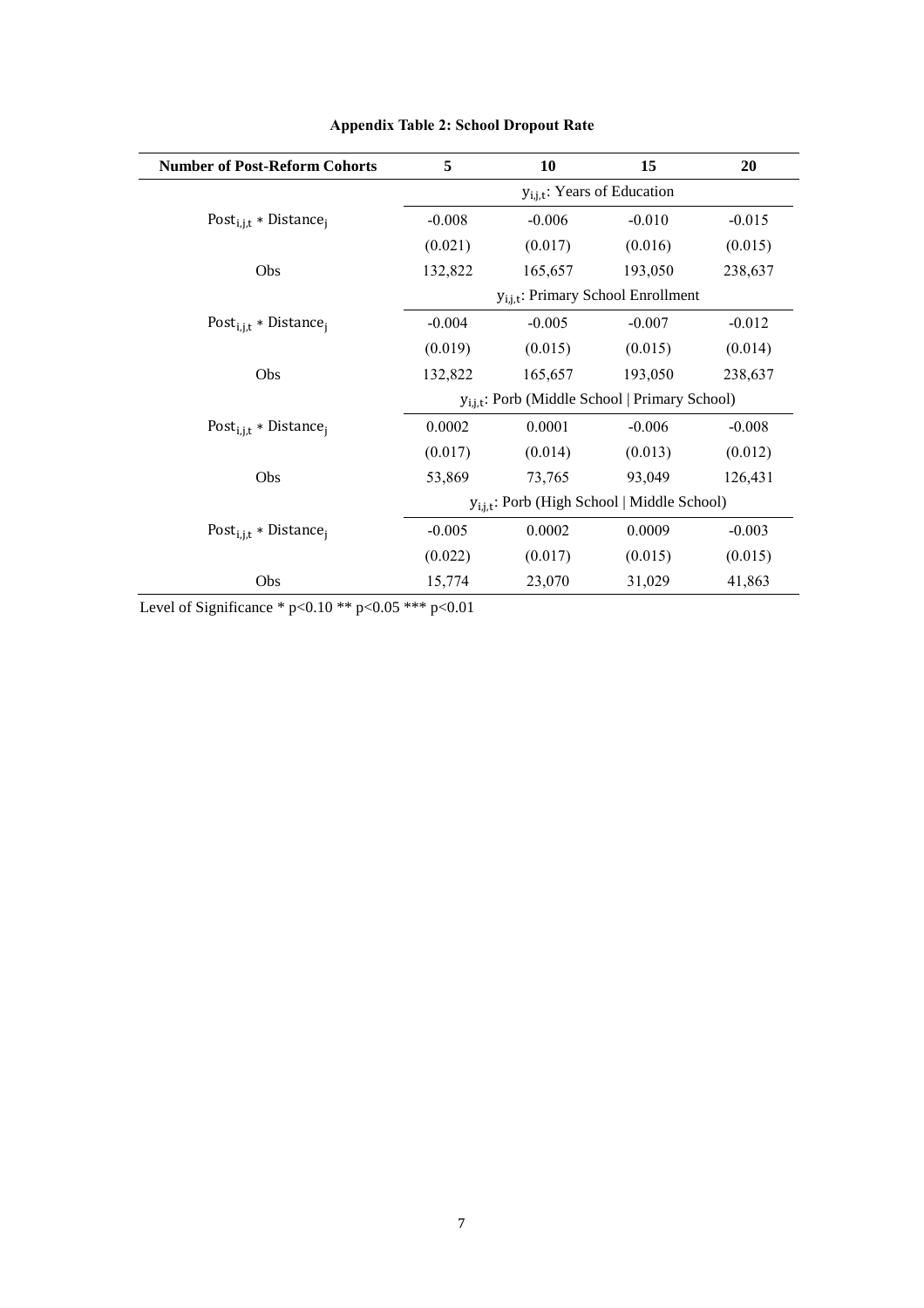**Appendix Table 2: School Dropout Rate**

| Number of Post-Reform Cohorts | 5 | 10 | 15 | 20 |
|---|---|---|---|---|
| | $y_{i,j,t}$: Years of Education | | | |
| $Post_{i,j,t} * Distance_j$ | -0.008 | -0.006 | -0.010 | -0.015 |
| | (0.021) | (0.017) | (0.016) | (0.015) |
| Obs | 132,822 | 165,657 | 193,050 | 238,637 |
| | $y_{i,j,t}$: Primary School Enrollment | | | |
| $Post_{i,j,t} * Distance_j$ | -0.004 | -0.005 | -0.007 | -0.012 |
| | (0.019) | (0.015) | (0.015) | (0.014) |
| Obs | 132,822 | 165,657 | 193,050 | 238,637 |
| | $y_{i,j,t}$: Porb (Middle School \| Primary School) | | | |
| $Post_{i,j,t} * Distance_j$ | 0.0002 | 0.0001 | -0.006 | -0.008 |
| | (0.017) | (0.014) | (0.013) | (0.012) |
| Obs | 53,869 | 73,765 | 93,049 | 126,431 |
| | $y_{i,j,t}$: Porb (High School \| Middle School) | | | |
| $Post_{i,j,t} * Distance_j$ | -0.005 | 0.0002 | 0.0009 | -0.003 |
| | (0.022) | (0.017) | (0.015) | (0.015) |
| Obs | 15,774 | 23,070 | 31,029 | 41,863 |

Level of Significance * $p<0.10$ ** $p<0.05$ *** $p<0.01$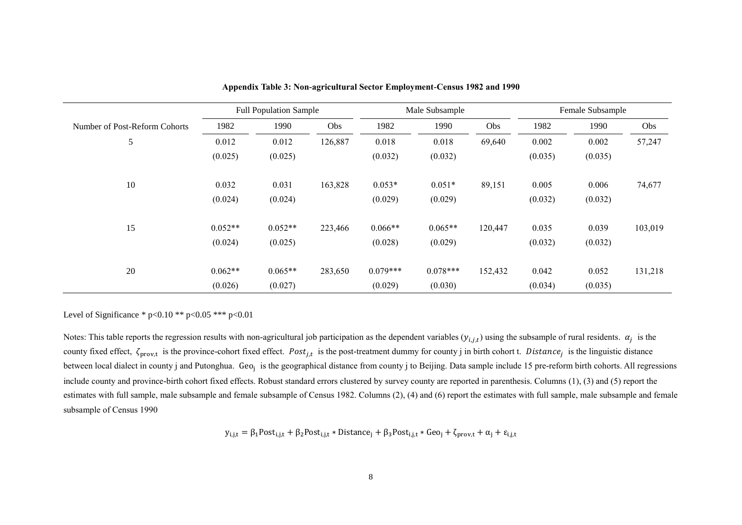**Appendix Table 3: Non-agricultural Sector Employment-Census 1982 and 1990**

| | Full Population Sample | | | Male Subsample | | | Female Subsample | | |
|---|---|---|---|---|---|---|---|---|---|
| Number of Post-Reform Cohorts | 1982 | 1990 | Obs | 1982 | 1990 | Obs | 1982 | 1990 | Obs |
| 5 | 0.012 | 0.012 | 126,887 | 0.018 | 0.018 | 69,640 | 0.002 | 0.002 | 57,247 |
| | (0.025) | (0.025) | | (0.032) | (0.032) | | (0.035) | (0.035) | |
| 10 | 0.032 | 0.031 | 163,828 | 0.053* | 0.051* | 89,151 | 0.005 | 0.006 | 74,677 |
| | (0.024) | (0.024) | | (0.029) | (0.029) | | (0.032) | (0.032) | |
| 15 | 0.052** | 0.052** | 223,466 | 0.066** | 0.065** | 120,447 | 0.035 | 0.039 | 103,019 |
| | (0.024) | (0.025) | | (0.028) | (0.029) | | (0.032) | (0.032) | |
| 20 | 0.062** | 0.065** | 283,650 | 0.079*** | 0.078*** | 152,432 | 0.042 | 0.052 | 131,218 |
| | (0.026) | (0.027) | | (0.029) | (0.030) | | (0.034) | (0.035) | |

Level of Significance * p<0.10 ** p<0.05 *** p<0.01

Notes: This table reports the regression results with non-agricultural job participation as the dependent variables ($y_{i,j,t}$) using the subsample of rural residents. $\alpha_j$ is the county fixed effect, $\zeta_{\text{prov,t}}$ is the province-cohort fixed effect. $Post_{j,t}$ is the post-treatment dummy for county j in birth cohort t. $Distance_j$ is the linguistic distance between local dialect in county j and Putonghua. $\text{Geo}_j$ is the geographical distance from county j to Beijing. Data sample include 15 pre-reform birth cohorts. All regressions include county and province-birth cohort fixed effects. Robust standard errors clustered by survey county are reported in parenthesis. Columns (1), (3) and (5) report the estimates with full sample, male subsample and female subsample of Census 1982. Columns (2), (4) and (6) report the estimates with full sample, male subsample and female subsample of Census 1990

$$y_{i,j,t} = \beta_1 \text{Post}_{i,j,t} + \beta_2 \text{Post}_{i,j,t} * \text{Distance}_j + \beta_3 \text{Post}_{i,j,t} * \text{Geo}_j + \zeta_{\text{prov,t}} + \alpha_j + \varepsilon_{i,j,t}$$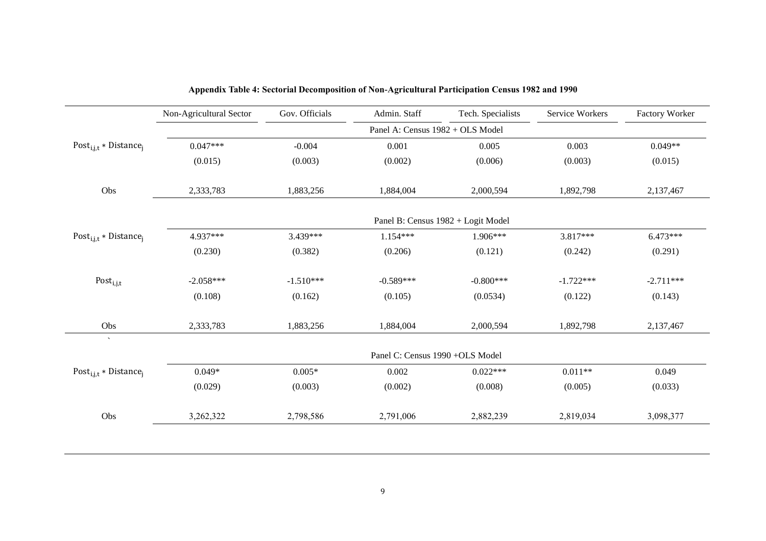**Appendix Table 4: Sectorial Decomposition of Non-Agricultural Participation Census 1982 and 1990**

| | Non-Agricultural Sector | Gov. Officials | Admin. Staff | Tech. Specialists | Service Workers | Factory Worker |
|---|---|---|---|---|---|---|
| | Panel A: Census 1982 + OLS Model | | | | | |
| $Post_{i,j,t} * Distance_j$ | 0.047*** | -0.004 | 0.001 | 0.005 | 0.003 | 0.049** |
| | (0.015) | (0.003) | (0.002) | (0.006) | (0.003) | (0.015) |
| Obs | 2,333,783 | 1,883,256 | 1,884,004 | 2,000,594 | 1,892,798 | 2,137,467 |
| | Panel B: Census 1982 + Logit Model | | | | | |
| $Post_{i,j,t} * Distance_j$ | 4.937*** | 3.439*** | 1.154*** | 1.906*** | 3.817*** | 6.473*** |
| | (0.230) | (0.382) | (0.206) | (0.121) | (0.242) | (0.291) |
| $Post_{i,j,t}$ | -2.058*** | -1.510*** | -0.589*** | -0.800*** | -1.722*** | -2.711*** |
| | (0.108) | (0.162) | (0.105) | (0.0534) | (0.122) | (0.143) |
| Obs | 2,333,783 | 1,883,256 | 1,884,004 | 2,000,594 | 1,892,798 | 2,137,467 |
| | Panel C: Census 1990 +OLS Model | | | | | |
| $Post_{i,j,t} * Distance_j$ | 0.049* | 0.005* | 0.002 | 0.022*** | 0.011** | 0.049 |
| | (0.029) | (0.003) | (0.002) | (0.008) | (0.005) | (0.033) |
| Obs | 3,262,322 | 2,798,586 | 2,791,006 | 2,882,239 | 2,819,034 | 3,098,377 |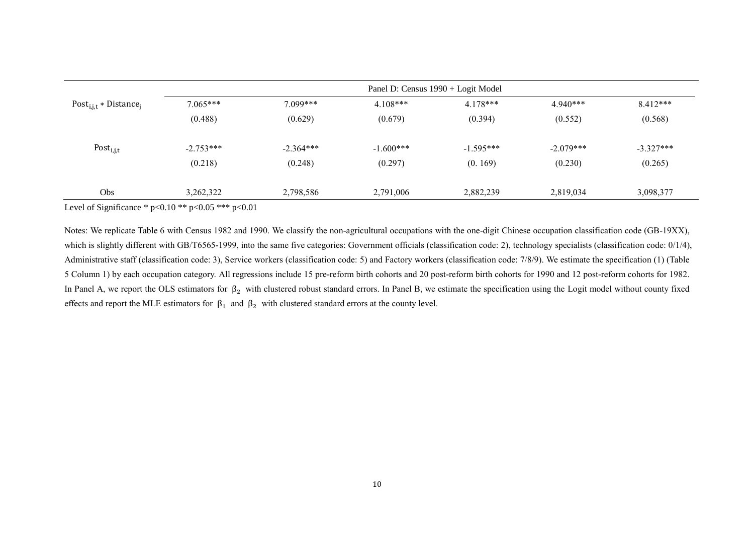| | Panel D: Census 1990 + Logit Model | | | | | |
|---|---|---|---|---|---|---|
| $\text{Post}_{i,j,t} * \text{Distance}_j$ | 7.065*** | 7.099*** | 4.108*** | 4.178*** | 4.940*** | 8.412*** |
| | (0.488) | (0.629) | (0.679) | (0.394) | (0.552) | (0.568) |
| $\text{Post}_{i,j,t}$ | -2.753*** | -2.364*** | -1.600*** | -1.595*** | -2.079*** | -3.327*** |
| | (0.218) | (0.248) | (0.297) | (0. 169) | (0.230) | (0.265) |
| Obs | 3,262,322 | 2,798,586 | 2,791,006 | 2,882,239 | 2,819,034 | 3,098,377 |

Level of Significance * p<0.10 ** p<0.05 *** p<0.01

Notes: We replicate Table 6 with Census 1982 and 1990. We classify the non-agricultural occupations with the one-digit Chinese occupation classification code (GB-19XX), which is slightly different with GB/T6565-1999, into the same five categories: Government officials (classification code: 2), technology specialists (classification code: 0/1/4), Administrative staff (classification code: 3), Service workers (classification code: 5) and Factory workers (classification code: 7/8/9). We estimate the specification (1) (Table 5 Column 1) by each occupation category. All regressions include 15 pre-reform birth cohorts and 20 post-reform birth cohorts for 1990 and 12 post-reform cohorts for 1982. In Panel A, we report the OLS estimators for $\beta_2$ with clustered robust standard errors. In Panel B, we estimate the specification using the Logit model without county fixed effects and report the MLE estimators for $\beta_1$ and $\beta_2$ with clustered standard errors at the county level.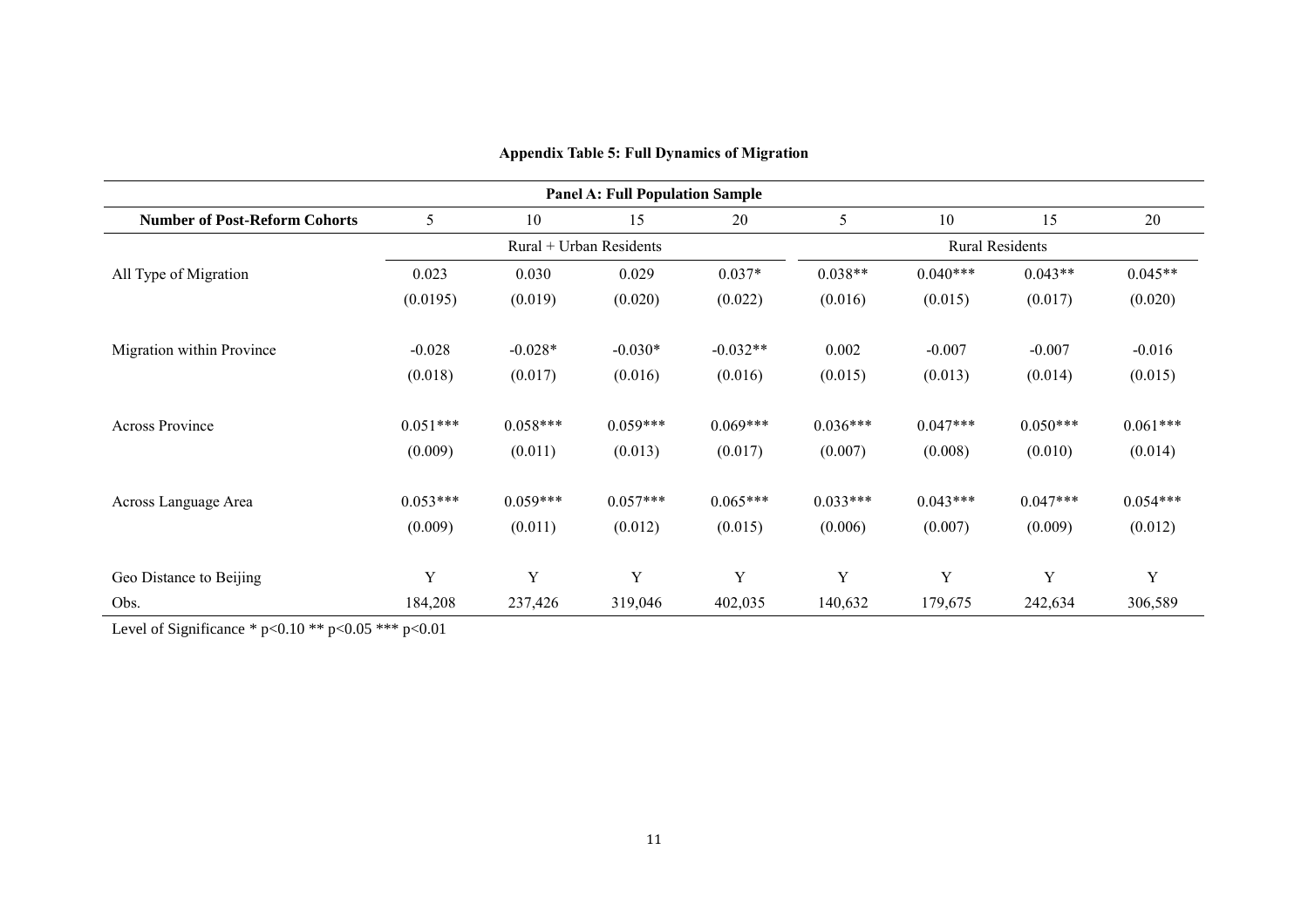**Appendix Table 5: Full Dynamics of Migration**

| Panel A: Full Population Sample | | | | | | | | |
|---|---|---|---|---|---|---|---|---|
| **Number of Post-Reform Cohorts** | 5 | 10 | 15 | 20 | 5 | 10 | 15 | 20 |
| | Rural + Urban Residents | | | | Rural Residents | | | |
| All Type of Migration | 0.023 | 0.030 | 0.029 | 0.037* | 0.038** | 0.040*** | 0.043** | 0.045** |
| | (0.0195) | (0.019) | (0.020) | (0.022) | (0.016) | (0.015) | (0.017) | (0.020) |
| Migration within Province | -0.028 | -0.028* | -0.030* | -0.032** | 0.002 | -0.007 | -0.007 | -0.016 |
| | (0.018) | (0.017) | (0.016) | (0.016) | (0.015) | (0.013) | (0.014) | (0.015) |
| Across Province | 0.051*** | 0.058*** | 0.059*** | 0.069*** | 0.036*** | 0.047*** | 0.050*** | 0.061*** |
| | (0.009) | (0.011) | (0.013) | (0.017) | (0.007) | (0.008) | (0.010) | (0.014) |
| Across Language Area | 0.053*** | 0.059*** | 0.057*** | 0.065*** | 0.033*** | 0.043*** | 0.047*** | 0.054*** |
| | (0.009) | (0.011) | (0.012) | (0.015) | (0.006) | (0.007) | (0.009) | (0.012) |
| Geo Distance to Beijing | Y | Y | Y | Y | Y | Y | Y | Y |
| Obs. | 184,208 | 237,426 | 319,046 | 402,035 | 140,632 | 179,675 | 242,634 | 306,589 |

Level of Significance * p<0.10 ** p<0.05 *** p<0.01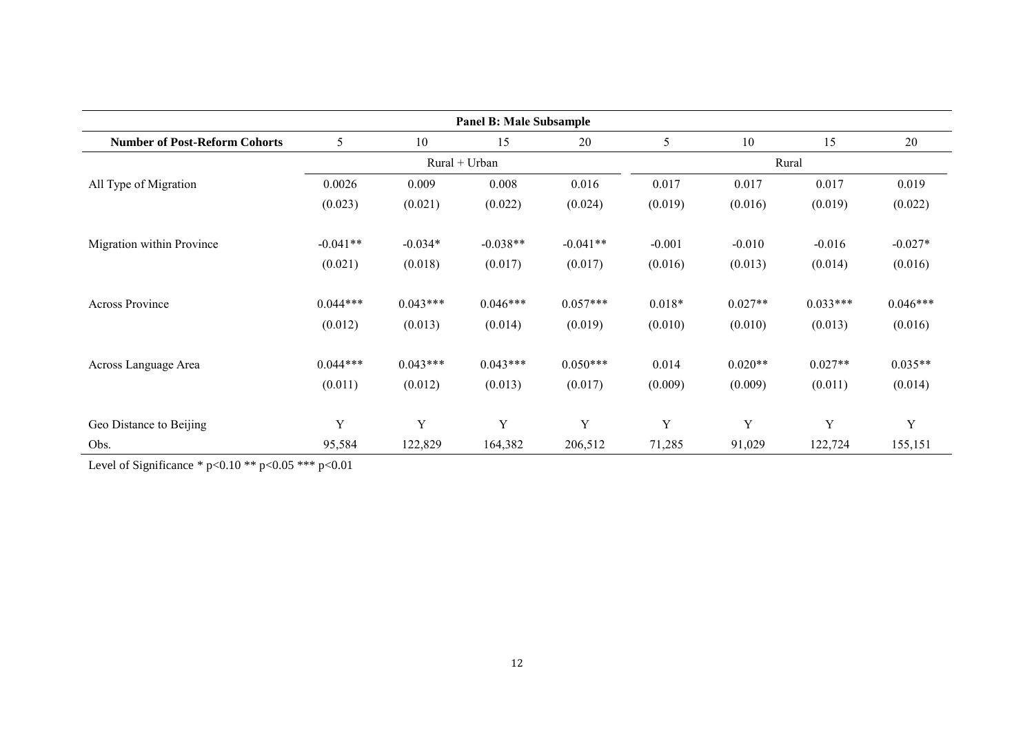| Panel B: Male Subsample | | | | | | | | |
|---|---|---|---|---|---|---|---|---|
| **Number of Post-Reform Cohorts** | 5 | 10 | 15 | 20 | 5 | 10 | 15 | 20 |
| | Rural + Urban | | | | Rural | | | |
| All Type of Migration | 0.0026 | 0.009 | 0.008 | 0.016 | 0.017 | 0.017 | 0.017 | 0.019 |
| | (0.023) | (0.021) | (0.022) | (0.024) | (0.019) | (0.016) | (0.019) | (0.022) |
| Migration within Province | -0.041** | -0.034* | -0.038** | -0.041** | -0.001 | -0.010 | -0.016 | -0.027* |
| | (0.021) | (0.018) | (0.017) | (0.017) | (0.016) | (0.013) | (0.014) | (0.016) |
| Across Province | 0.044*** | 0.043*** | 0.046*** | 0.057*** | 0.018* | 0.027** | 0.033*** | 0.046*** |
| | (0.012) | (0.013) | (0.014) | (0.019) | (0.010) | (0.010) | (0.013) | (0.016) |
| Across Language Area | 0.044*** | 0.043*** | 0.043*** | 0.050*** | 0.014 | 0.020** | 0.027** | 0.035** |
| | (0.011) | (0.012) | (0.013) | (0.017) | (0.009) | (0.009) | (0.011) | (0.014) |
| Geo Distance to Beijing | Y | Y | Y | Y | Y | Y | Y | Y |
| Obs. | 95,584 | 122,829 | 164,382 | 206,512 | 71,285 | 91,029 | 122,724 | 155,151 |

Level of Significance * p<0.10 ** p<0.05 *** p<0.01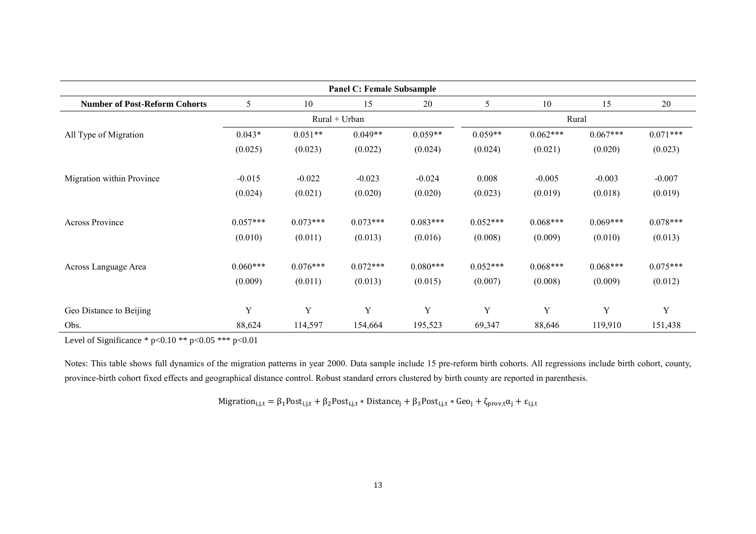| Panel C: Female Subsample | | | | | | | | |
|---|---|---|---|---|---|---|---|---|
| **Number of Post-Reform Cohorts** | 5 | 10 | 15 | 20 | 5 | 10 | 15 | 20 |
| | Rural + Urban | | | | Rural | | | |
| All Type of Migration | 0.043* | 0.051** | 0.049** | 0.059** | 0.059** | 0.062*** | 0.067*** | 0.071*** |
| | (0.025) | (0.023) | (0.022) | (0.024) | (0.024) | (0.021) | (0.020) | (0.023) |
| Migration within Province | -0.015 | -0.022 | -0.023 | -0.024 | 0.008 | -0.005 | -0.003 | -0.007 |
| | (0.024) | (0.021) | (0.020) | (0.020) | (0.023) | (0.019) | (0.018) | (0.019) |
| Across Province | 0.057*** | 0.073*** | 0.073*** | 0.083*** | 0.052*** | 0.068*** | 0.069*** | 0.078*** |
| | (0.010) | (0.011) | (0.013) | (0.016) | (0.008) | (0.009) | (0.010) | (0.013) |
| Across Language Area | 0.060*** | 0.076*** | 0.072*** | 0.080*** | 0.052*** | 0.068*** | 0.068*** | 0.075*** |
| | (0.009) | (0.011) | (0.013) | (0.015) | (0.007) | (0.008) | (0.009) | (0.012) |
| Geo Distance to Beijing | Y | Y | Y | Y | Y | Y | Y | Y |
| Obs. | 88,624 | 114,597 | 154,664 | 195,523 | 69,347 | 88,646 | 119,910 | 151,438 |

Level of Significance * p<0.10 ** p<0.05 *** p<0.01

Notes: This table shows full dynamics of the migration patterns in year 2000. Data sample include 15 pre-reform birth cohorts. All regressions include birth cohort, county, province-birth cohort fixed effects and geographical distance control. Robust standard errors clustered by birth county are reported in parenthesis.

$$\text{Migration}_{i,j,t} = \beta_1 \text{Post}_{i,j,t} + \beta_2 \text{Post}_{i,j,t} * \text{Distance}_j + \beta_3 \text{Post}_{i,j,t} * \text{Geo}_j + \zeta_{\text{prov},t} \alpha_j + \varepsilon_{i,j,t}$$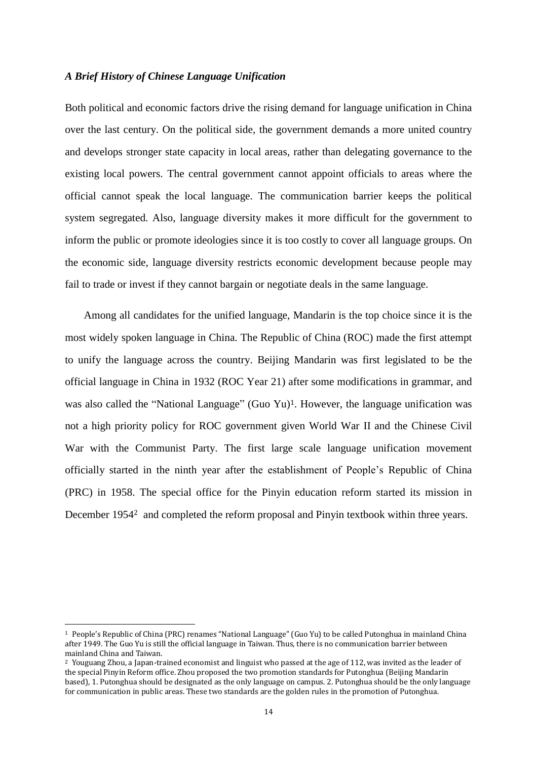### *A Brief History of Chinese Language Unification*

Both political and economic factors drive the rising demand for language unification in China over the last century. On the political side, the government demands a more united country and develops stronger state capacity in local areas, rather than delegating governance to the existing local powers. The central government cannot appoint officials to areas where the official cannot speak the local language. The communication barrier keeps the political system segregated. Also, language diversity makes it more difficult for the government to inform the public or promote ideologies since it is too costly to cover all language groups. On the economic side, language diversity restricts economic development because people may fail to trade or invest if they cannot bargain or negotiate deals in the same language.

Among all candidates for the unified language, Mandarin is the top choice since it is the most widely spoken language in China. The Republic of China (ROC) made the first attempt to unify the language across the country. Beijing Mandarin was first legislated to be the official language in China in 1932 (ROC Year 21) after some modifications in grammar, and was also called the "National Language" (Guo Yu)[1]. However, the language unification was not a high priority policy for ROC government given World War II and the Chinese Civil War with the Communist Party. The first large scale language unification movement officially started in the ninth year after the establishment of People's Republic of China (PRC) in 1958. The special office for the Pinyin education reform started its mission in December 1954[2] and completed the reform proposal and Pinyin textbook within three years.

---

[1] People's Republic of China (PRC) renames "National Language" (Guo Yu) to be called Putonghua in mainland China after 1949. The Guo Yu is still the official language in Taiwan. Thus, there is no communication barrier between mainland China and Taiwan.

[2] Youguang Zhou, a Japan-trained economist and linguist who passed at the age of 112, was invited as the leader of the special Pinyin Reform office. Zhou proposed the two promotion standards for Putonghua (Beijing Mandarin based), 1. Putonghua should be designated as the only language on campus. 2. Putonghua should be the only language for communication in public areas. These two standards are the golden rules in the promotion of Putonghua.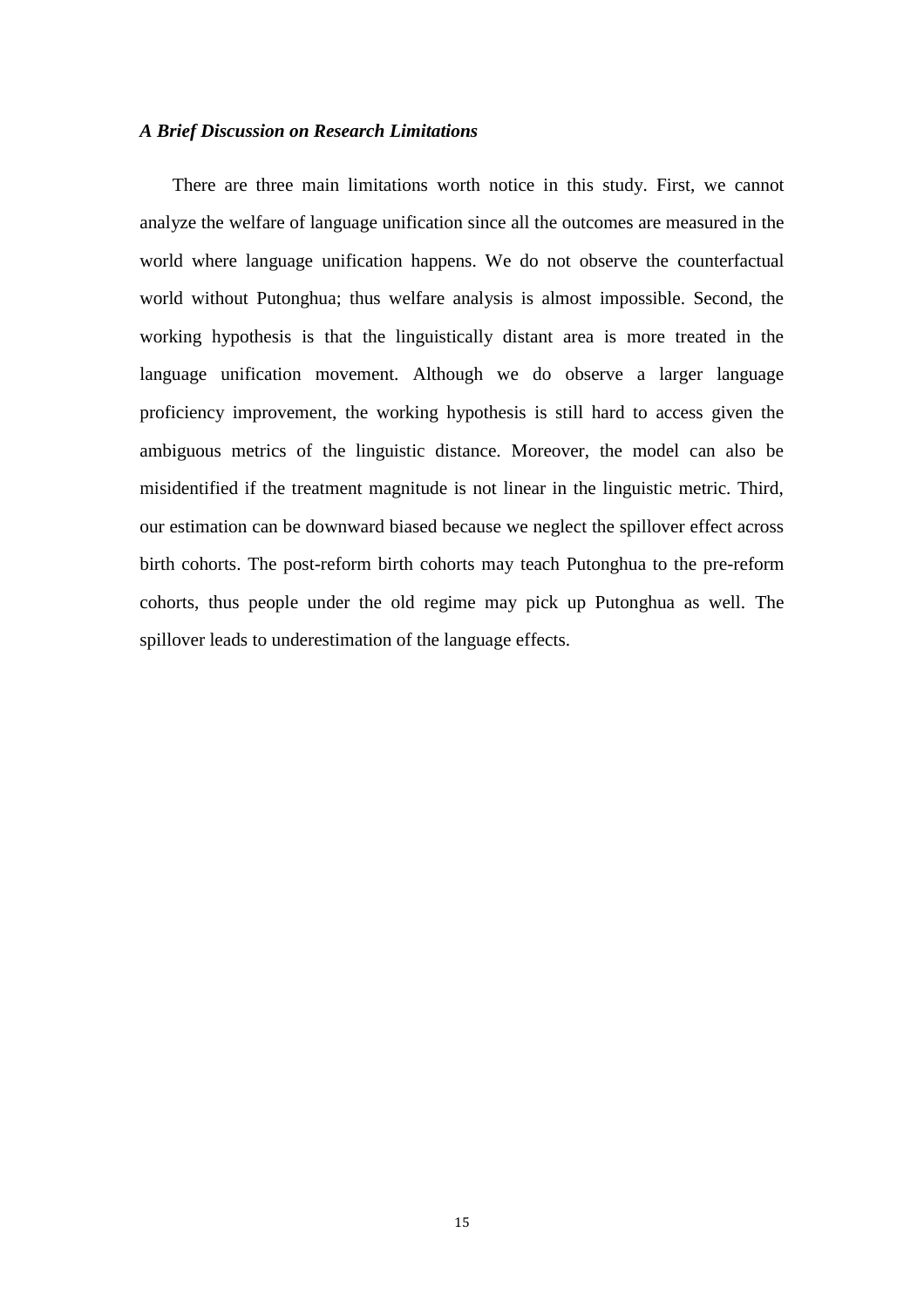### *A Brief Discussion on Research Limitations*

There are three main limitations worth notice in this study. First, we cannot analyze the welfare of language unification since all the outcomes are measured in the world where language unification happens. We do not observe the counterfactual world without Putonghua; thus welfare analysis is almost impossible. Second, the working hypothesis is that the linguistically distant area is more treated in the language unification movement. Although we do observe a larger language proficiency improvement, the working hypothesis is still hard to access given the ambiguous metrics of the linguistic distance. Moreover, the model can also be misidentified if the treatment magnitude is not linear in the linguistic metric. Third, our estimation can be downward biased because we neglect the spillover effect across birth cohorts. The post-reform birth cohorts may teach Putonghua to the pre-reform cohorts, thus people under the old regime may pick up Putonghua as well. The spillover leads to underestimation of the language effects.